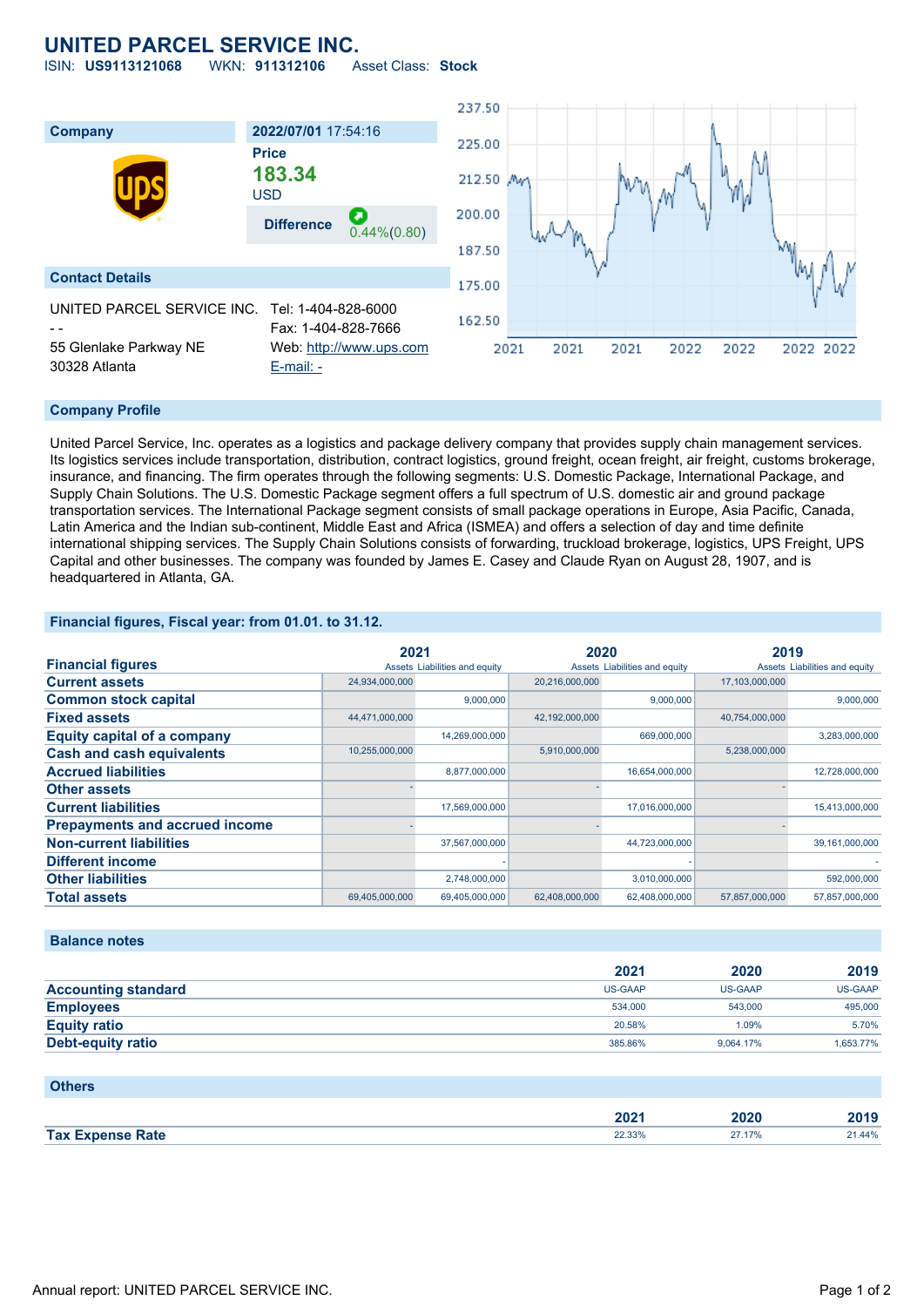# UNITED PARCEL SERVICE INC.

ISIN: **US9113121068** WKN: **911312106** Asset Class: **Stock**

| Company | 2022/07/01 17:54:16 |
|---|---|
| | Price **183.34** USD |
| | Difference 0.44%(0.80) |

## Contact Details

UNITED PARCEL SERVICE INC.
- -
55 Glenlake Parkway NE
30328 Atlanta

Tel: 1-404-828-6000
Fax: 1-404-828-7666
Web: http://www.ups.com
E-mail: -

## Company Profile

United Parcel Service, Inc. operates as a logistics and package delivery company that provides supply chain management services. Its logistics services include transportation, distribution, contract logistics, ground freight, ocean freight, air freight, customs brokerage, insurance, and financing. The firm operates through the following segments: U.S. Domestic Package, International Package, and Supply Chain Solutions. The U.S. Domestic Package segment offers a full spectrum of U.S. domestic air and ground package transportation services. The International Package segment consists of small package operations in Europe, Asia Pacific, Canada, Latin America and the Indian sub-continent, Middle East and Africa (ISMEA) and offers a selection of day and time definite international shipping services. The Supply Chain Solutions consists of forwarding, truckload brokerage, logistics, UPS Freight, UPS Capital and other businesses. The company was founded by James E. Casey and Claude Ryan on August 28, 1907, and is headquartered in Atlanta, GA.

## Financial figures, Fiscal year: from 01.01. to 31.12.

| Financial figures | 2021 | | 2020 | | 2019 | |
|---|---|---|---|---|---|---|
| | Assets | Liabilities and equity | Assets | Liabilities and equity | Assets | Liabilities and equity |
| Current assets | 24,934,000,000 | | 20,216,000,000 | | 17,103,000,000 | |
| Common stock capital | | 9,000,000 | | 9,000,000 | | 9,000,000 |
| Fixed assets | 44,471,000,000 | | 42,192,000,000 | | 40,754,000,000 | |
| Equity capital of a company | | 14,269,000,000 | | 669,000,000 | | 3,283,000,000 |
| Cash and cash equivalents | 10,255,000,000 | | 5,910,000,000 | | 5,238,000,000 | |
| Accrued liabilities | | 8,877,000,000 | | 16,654,000,000 | | 12,728,000,000 |
| Other assets | - | | - | | - | |
| Current liabilities | | 17,569,000,000 | | 17,016,000,000 | | 15,413,000,000 |
| Prepayments and accrued income | - | | - | | - | |
| Non-current liabilities | | 37,567,000,000 | | 44,723,000,000 | | 39,161,000,000 |
| Different income | | - | | - | | - |
| Other liabilities | | 2,748,000,000 | | 3,010,000,000 | | 592,000,000 |
| Total assets | 69,405,000,000 | 69,405,000,000 | 62,408,000,000 | 62,408,000,000 | 57,857,000,000 | 57,857,000,000 |

## Balance notes

| | 2021 | 2020 | 2019 |
|---|---|---|---|
| Accounting standard | US-GAAP | US-GAAP | US-GAAP |
| Employees | 534,000 | 543,000 | 495,000 |
| Equity ratio | 20.58% | 1.09% | 5.70% |
| Debt-equity ratio | 385.86% | 9,064.17% | 1,653.77% |

## Others

| | 2021 | 2020 | 2019 |
|---|---|---|---|
| Tax Expense Rate | 22.33% | 27.17% | 21.44% |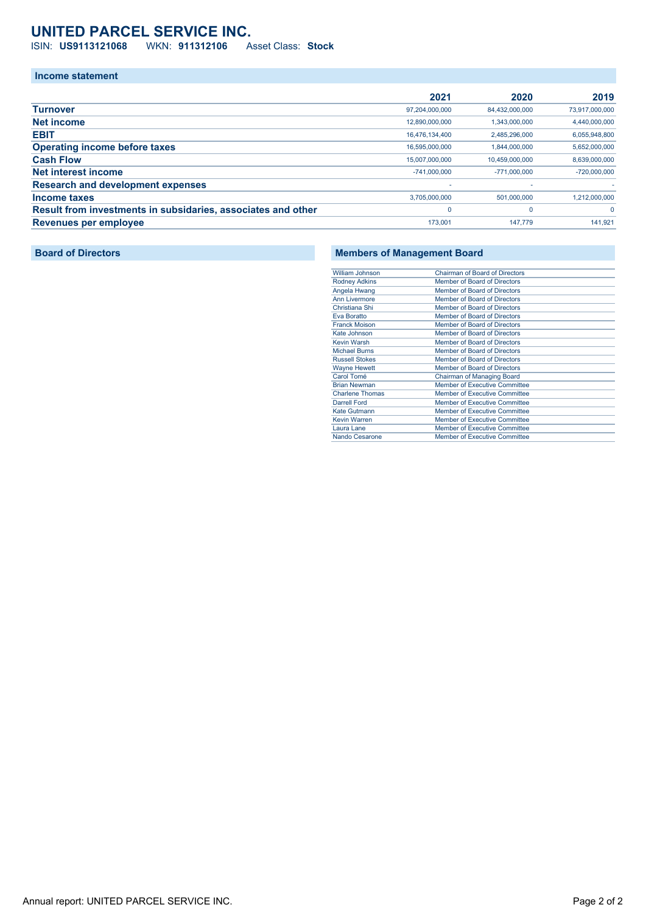# UNITED PARCEL SERVICE INC.

ISIN: **US9113121068** WKN: **911312106** Asset Class: **Stock**

## Income statement

| | 2021 | 2020 | 2019 |
|---|---|---|---|
| **Turnover** | 97,204,000,000 | 84,432,000,000 | 73,917,000,000 |
| **Net income** | 12,890,000,000 | 1,343,000,000 | 4,440,000,000 |
| **EBIT** | 16,476,134,400 | 2,485,296,000 | 6,055,948,800 |
| **Operating income before taxes** | 16,595,000,000 | 1,844,000,000 | 5,652,000,000 |
| **Cash Flow** | 15,007,000,000 | 10,459,000,000 | 8,639,000,000 |
| **Net interest income** | -741,000,000 | -771,000,000 | -720,000,000 |
| **Research and development expenses** | - | - | - |
| **Income taxes** | 3,705,000,000 | 501,000,000 | 1,212,000,000 |
| **Result from investments in subsidaries, associates and other** | 0 | 0 | 0 |
| **Revenues per employee** | 173,001 | 147,779 | 141,921 |

## Board of Directors

## Members of Management Board

| | |
|---|---|
| William Johnson | Chairman of Board of Directors |
| Rodney Adkins | Member of Board of Directors |
| Angela Hwang | Member of Board of Directors |
| Ann Livermore | Member of Board of Directors |
| Christiana Shi | Member of Board of Directors |
| Eva Boratto | Member of Board of Directors |
| Franck Moison | Member of Board of Directors |
| Kate Johnson | Member of Board of Directors |
| Kevin Warsh | Member of Board of Directors |
| Michael Burns | Member of Board of Directors |
| Russell Stokes | Member of Board of Directors |
| Wayne Hewett | Member of Board of Directors |
| Carol Tomé | Chairman of Managing Board |
| Brian Newman | Member of Executive Committee |
| Charlene Thomas | Member of Executive Committee |
| Darrell Ford | Member of Executive Committee |
| Kate Gutmann | Member of Executive Committee |
| Kevin Warren | Member of Executive Committee |
| Laura Lane | Member of Executive Committee |
| Nando Cesarone | Member of Executive Committee |

Annual report: UNITED PARCEL SERVICE INC.